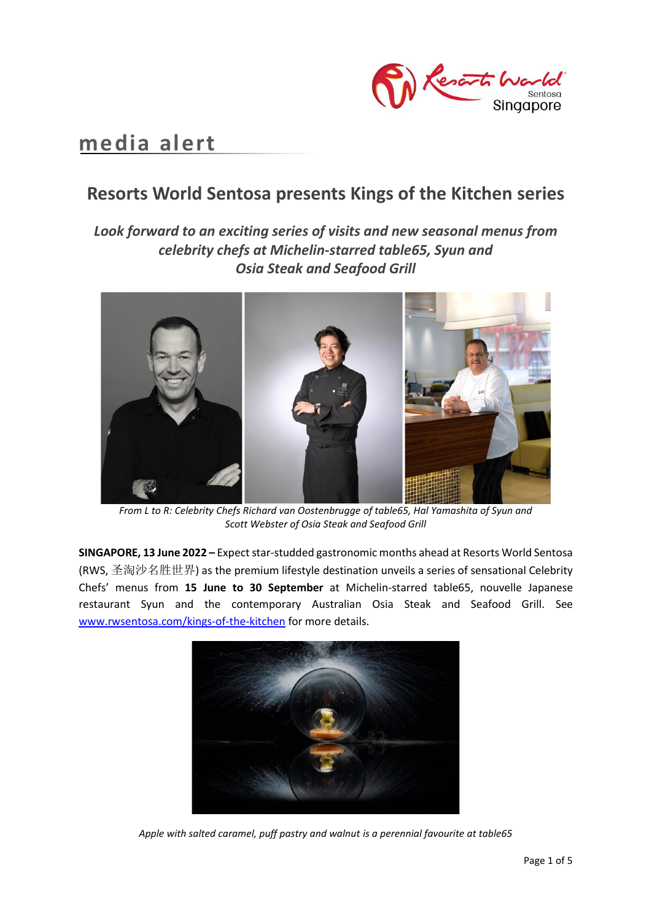media alert

# Resorts World Sentosa presents Kings of the Kitchen series

## *Look forward to an exciting series of visits and new seasonal menus from celebrity chefs at Michelin-starred table65, Syun and Osia Steak and Seafood Grill*

*From L to R: Celebrity Chefs Richard van Oostenbrugge of table65, Hal Yamashita of Syun and Scott Webster of Osia Steak and Seafood Grill*

**SINGAPORE, 13 June 2022 –** Expect star-studded gastronomic months ahead at Resorts World Sentosa (RWS, 圣淘沙名胜世界) as the premium lifestyle destination unveils a series of sensational Celebrity Chefs' menus from **15 June to 30 September** at Michelin-starred table65, nouvelle Japanese restaurant Syun and the contemporary Australian Osia Steak and Seafood Grill. See [www.rwsentosa.com/kings-of-the-kitchen](www.rwsentosa.com/kings-of-the-kitchen) for more details.

*Apple with salted caramel, puff pastry and walnut is a perennial favourite at table65*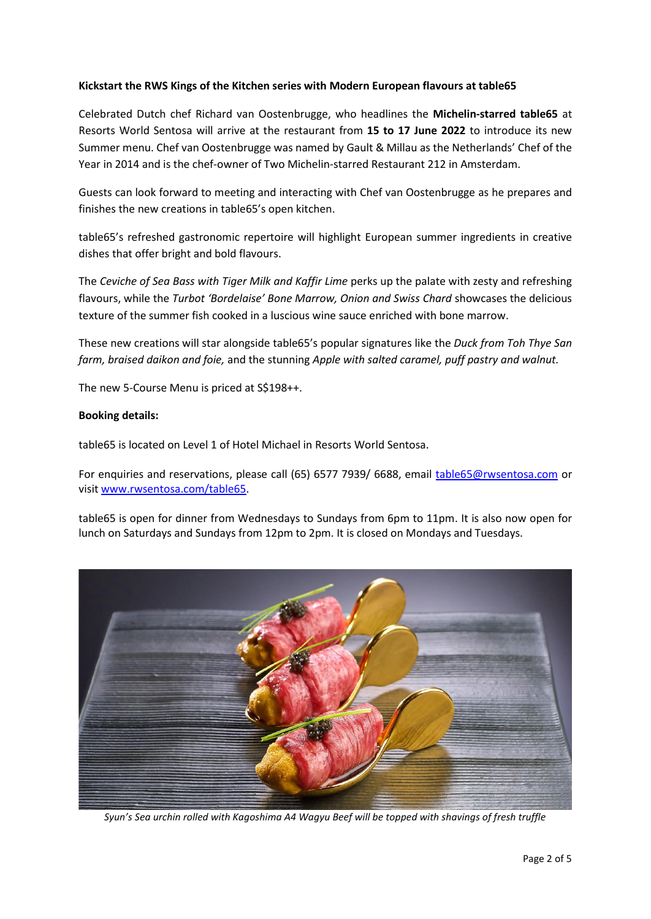**Kickstart the RWS Kings of the Kitchen series with Modern European flavours at table65**

Celebrated Dutch chef Richard van Oostenbrugge, who headlines the **Michelin-starred table65** at Resorts World Sentosa will arrive at the restaurant from **15 to 17 June 2022** to introduce its new Summer menu. Chef van Oostenbrugge was named by Gault & Millau as the Netherlands' Chef of the Year in 2014 and is the chef-owner of Two Michelin-starred Restaurant 212 in Amsterdam.

Guests can look forward to meeting and interacting with Chef van Oostenbrugge as he prepares and finishes the new creations in table65's open kitchen.

table65's refreshed gastronomic repertoire will highlight European summer ingredients in creative dishes that offer bright and bold flavours.

The *Ceviche of Sea Bass with Tiger Milk and Kaffir Lime* perks up the palate with zesty and refreshing flavours, while the *Turbot 'Bordelaise' Bone Marrow, Onion and Swiss Chard* showcases the delicious texture of the summer fish cooked in a luscious wine sauce enriched with bone marrow.

These new creations will star alongside table65's popular signatures like the *Duck from Toh Thye San farm, braised daikon and foie,* and the stunning *Apple with salted caramel, puff pastry and walnut.*

The new 5-Course Menu is priced at S$198++.

**Booking details:**

table65 is located on Level 1 of Hotel Michael in Resorts World Sentosa.

For enquiries and reservations, please call (65) 6577 7939/ 6688, email table65@rwsentosa.com or visit www.rwsentosa.com/table65.

table65 is open for dinner from Wednesdays to Sundays from 6pm to 11pm. It is also now open for lunch on Saturdays and Sundays from 12pm to 2pm. It is closed on Mondays and Tuesdays.

*Syun's Sea urchin rolled with Kagoshima A4 Wagyu Beef will be topped with shavings of fresh truffle*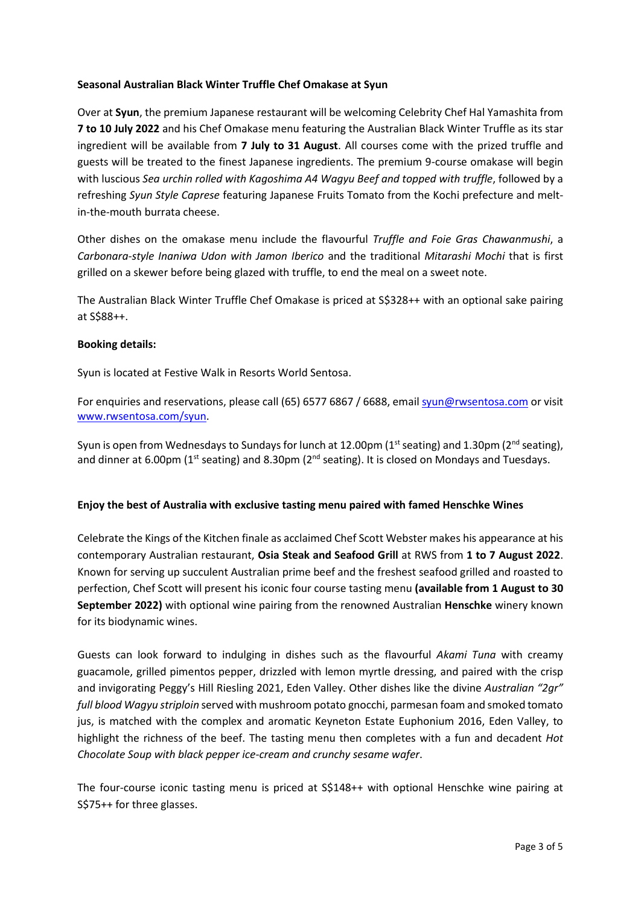**Seasonal Australian Black Winter Truffle Chef Omakase at Syun**

Over at **Syun**, the premium Japanese restaurant will be welcoming Celebrity Chef Hal Yamashita from **7 to 10 July 2022** and his Chef Omakase menu featuring the Australian Black Winter Truffle as its star ingredient will be available from **7 July to 31 August**. All courses come with the prized truffle and guests will be treated to the finest Japanese ingredients. The premium 9-course omakase will begin with luscious *Sea urchin rolled with Kagoshima A4 Wagyu Beef and topped with truffle*, followed by a refreshing *Syun Style Caprese* featuring Japanese Fruits Tomato from the Kochi prefecture and melt-in-the-mouth burrata cheese.

Other dishes on the omakase menu include the flavourful *Truffle and Foie Gras Chawanmushi*, a *Carbonara-style Inaniwa Udon with Jamon Iberico* and the traditional *Mitarashi Mochi* that is first grilled on a skewer before being glazed with truffle, to end the meal on a sweet note.

The Australian Black Winter Truffle Chef Omakase is priced at S$328++ with an optional sake pairing at S$88++.

**Booking details:**

Syun is located at Festive Walk in Resorts World Sentosa.

For enquiries and reservations, please call (65) 6577 6867 / 6688, email syun@rwsentosa.com or visit www.rwsentosa.com/syun.

Syun is open from Wednesdays to Sundays for lunch at 12.00pm (1st seating) and 1.30pm (2nd seating), and dinner at 6.00pm (1st seating) and 8.30pm (2nd seating). It is closed on Mondays and Tuesdays.

**Enjoy the best of Australia with exclusive tasting menu paired with famed Henschke Wines**

Celebrate the Kings of the Kitchen finale as acclaimed Chef Scott Webster makes his appearance at his contemporary Australian restaurant, **Osia Steak and Seafood Grill** at RWS from **1 to 7 August 2022**. Known for serving up succulent Australian prime beef and the freshest seafood grilled and roasted to perfection, Chef Scott will present his iconic four course tasting menu **(available from 1 August to 30 September 2022)** with optional wine pairing from the renowned Australian **Henschke** winery known for its biodynamic wines.

Guests can look forward to indulging in dishes such as the flavourful *Akami Tuna* with creamy guacamole, grilled pimentos pepper, drizzled with lemon myrtle dressing, and paired with the crisp and invigorating Peggy's Hill Riesling 2021, Eden Valley. Other dishes like the divine *Australian "2gr" full blood Wagyu striploin* served with mushroom potato gnocchi, parmesan foam and smoked tomato jus, is matched with the complex and aromatic Keyneton Estate Euphonium 2016, Eden Valley, to highlight the richness of the beef. The tasting menu then completes with a fun and decadent *Hot Chocolate Soup with black pepper ice-cream and crunchy sesame wafer*.

The four-course iconic tasting menu is priced at S$148++ with optional Henschke wine pairing at S$75++ for three glasses.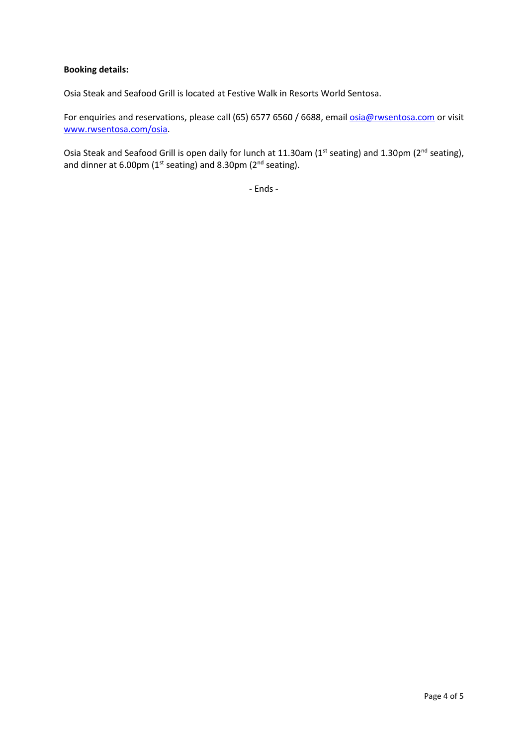**Booking details:**

Osia Steak and Seafood Grill is located at Festive Walk in Resorts World Sentosa.

For enquiries and reservations, please call (65) 6577 6560 / 6688, email osia@rwsentosa.com or visit www.rwsentosa.com/osia.

Osia Steak and Seafood Grill is open daily for lunch at 11.30am (1st seating) and 1.30pm (2nd seating), and dinner at 6.00pm (1st seating) and 8.30pm (2nd seating).

- Ends -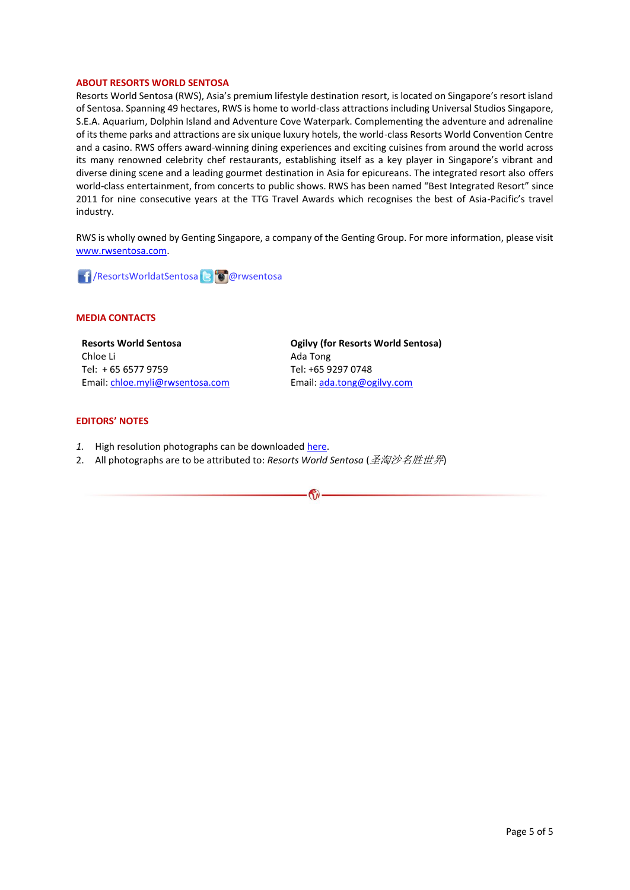## ABOUT RESORTS WORLD SENTOSA

Resorts World Sentosa (RWS), Asia's premium lifestyle destination resort, is located on Singapore's resort island of Sentosa. Spanning 49 hectares, RWS is home to world-class attractions including Universal Studios Singapore, S.E.A. Aquarium, Dolphin Island and Adventure Cove Waterpark. Complementing the adventure and adrenaline of its theme parks and attractions are six unique luxury hotels, the world-class Resorts World Convention Centre and a casino. RWS offers award-winning dining experiences and exciting cuisines from around the world across its many renowned celebrity chef restaurants, establishing itself as a key player in Singapore's vibrant and diverse dining scene and a leading gourmet destination in Asia for epicureans. The integrated resort also offers world-class entertainment, from concerts to public shows. RWS has been named "Best Integrated Resort" since 2011 for nine consecutive years at the TTG Travel Awards which recognises the best of Asia-Pacific's travel industry.

RWS is wholly owned by Genting Singapore, a company of the Genting Group. For more information, please visit www.rwsentosa.com.

/ResortsWorldatSentosa @rwsentosa

## MEDIA CONTACTS

**Resorts World Sentosa**
Chloe Li
Tel: + 65 6577 9759
Email: chloe.myli@rwsentosa.com

**Ogilvy (for Resorts World Sentosa)**
Ada Tong
Tel: +65 9297 0748
Email: ada.tong@ogilvy.com

## EDITORS' NOTES

1. High resolution photographs can be downloaded here.
2. All photographs are to be attributed to: *Resorts World Sentosa* (*圣淘沙名胜世界*)